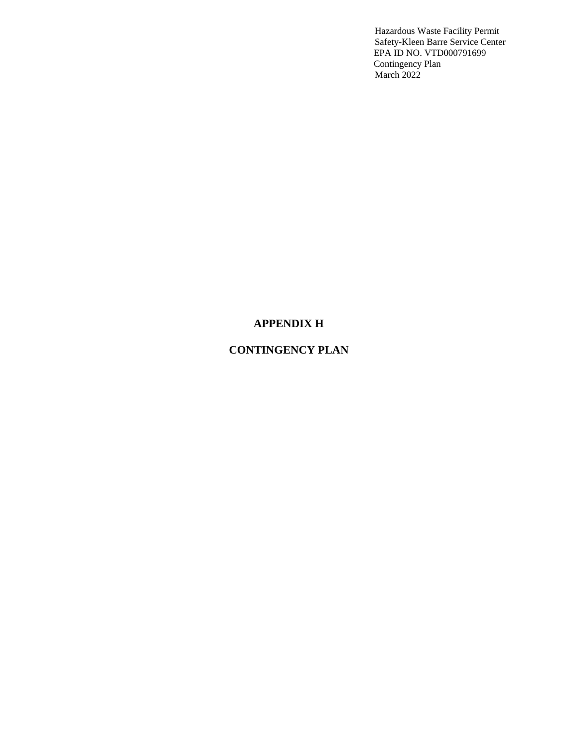Hazardous Waste Facility Permit
Safety-Kleen Barre Service Center
EPA ID NO. VTD000791699
Contingency Plan
March 2022

# APPENDIX H

# CONTINGENCY PLAN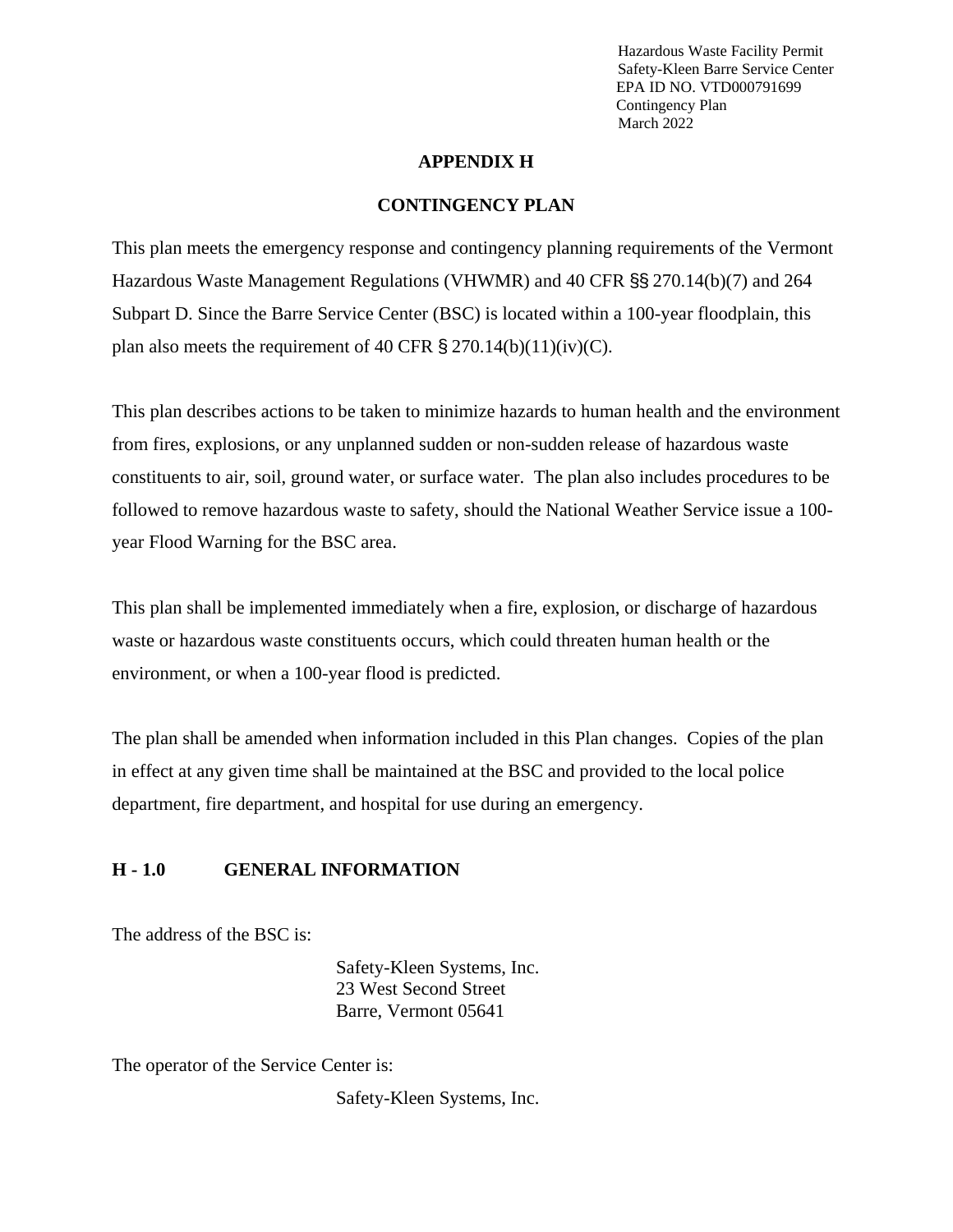# APPENDIX H

# CONTINGENCY PLAN

This plan meets the emergency response and contingency planning requirements of the Vermont Hazardous Waste Management Regulations (VHWMR) and 40 CFR §§ 270.14(b)(7) and 264 Subpart D. Since the Barre Service Center (BSC) is located within a 100-year floodplain, this plan also meets the requirement of 40 CFR § 270.14(b)(11)(iv)(C).

This plan describes actions to be taken to minimize hazards to human health and the environment from fires, explosions, or any unplanned sudden or non-sudden release of hazardous waste constituents to air, soil, ground water, or surface water. The plan also includes procedures to be followed to remove hazardous waste to safety, should the National Weather Service issue a 100-year Flood Warning for the BSC area.

This plan shall be implemented immediately when a fire, explosion, or discharge of hazardous waste or hazardous waste constituents occurs, which could threaten human health or the environment, or when a 100-year flood is predicted.

The plan shall be amended when information included in this Plan changes. Copies of the plan in effect at any given time shall be maintained at the BSC and provided to the local police department, fire department, and hospital for use during an emergency.

## H - 1.0 GENERAL INFORMATION

The address of the BSC is:

Safety-Kleen Systems, Inc.
23 West Second Street
Barre, Vermont 05641

The operator of the Service Center is:

Safety-Kleen Systems, Inc.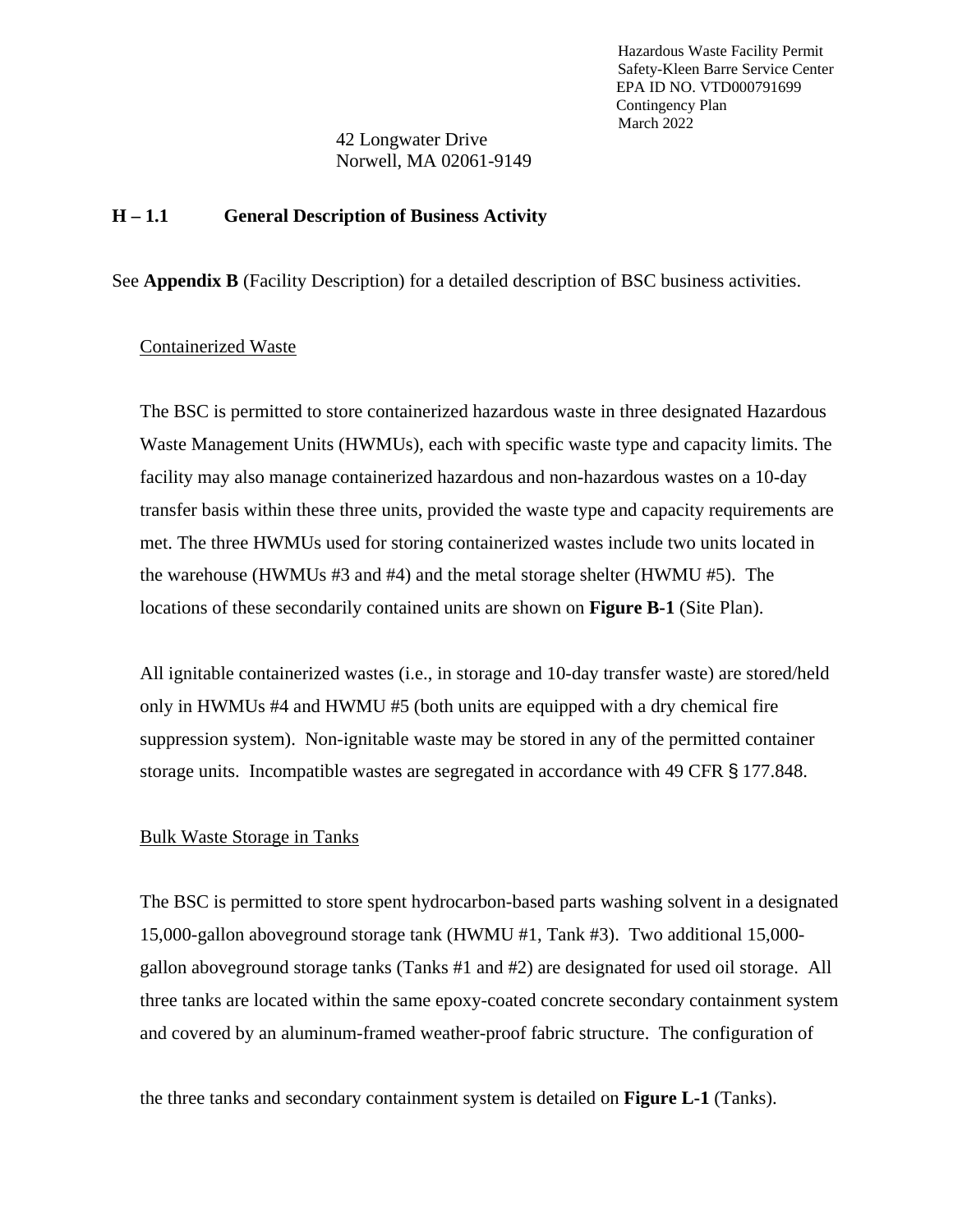42 Longwater Drive
Norwell, MA 02061-9149

### H – 1.1 General Description of Business Activity

See **Appendix B** (Facility Description) for a detailed description of BSC business activities.

Containerized Waste

The BSC is permitted to store containerized hazardous waste in three designated Hazardous Waste Management Units (HWMUs), each with specific waste type and capacity limits. The facility may also manage containerized hazardous and non-hazardous wastes on a 10-day transfer basis within these three units, provided the waste type and capacity requirements are met. The three HWMUs used for storing containerized wastes include two units located in the warehouse (HWMUs #3 and #4) and the metal storage shelter (HWMU #5). The locations of these secondarily contained units are shown on **Figure B-1** (Site Plan).

All ignitable containerized wastes (i.e., in storage and 10-day transfer waste) are stored/held only in HWMUs #4 and HWMU #5 (both units are equipped with a dry chemical fire suppression system). Non-ignitable waste may be stored in any of the permitted container storage units. Incompatible wastes are segregated in accordance with 49 CFR § 177.848.

Bulk Waste Storage in Tanks

The BSC is permitted to store spent hydrocarbon-based parts washing solvent in a designated 15,000-gallon aboveground storage tank (HWMU #1, Tank #3). Two additional 15,000-gallon aboveground storage tanks (Tanks #1 and #2) are designated for used oil storage. All three tanks are located within the same epoxy-coated concrete secondary containment system and covered by an aluminum-framed weather-proof fabric structure. The configuration of the three tanks and secondary containment system is detailed on **Figure L-1** (Tanks).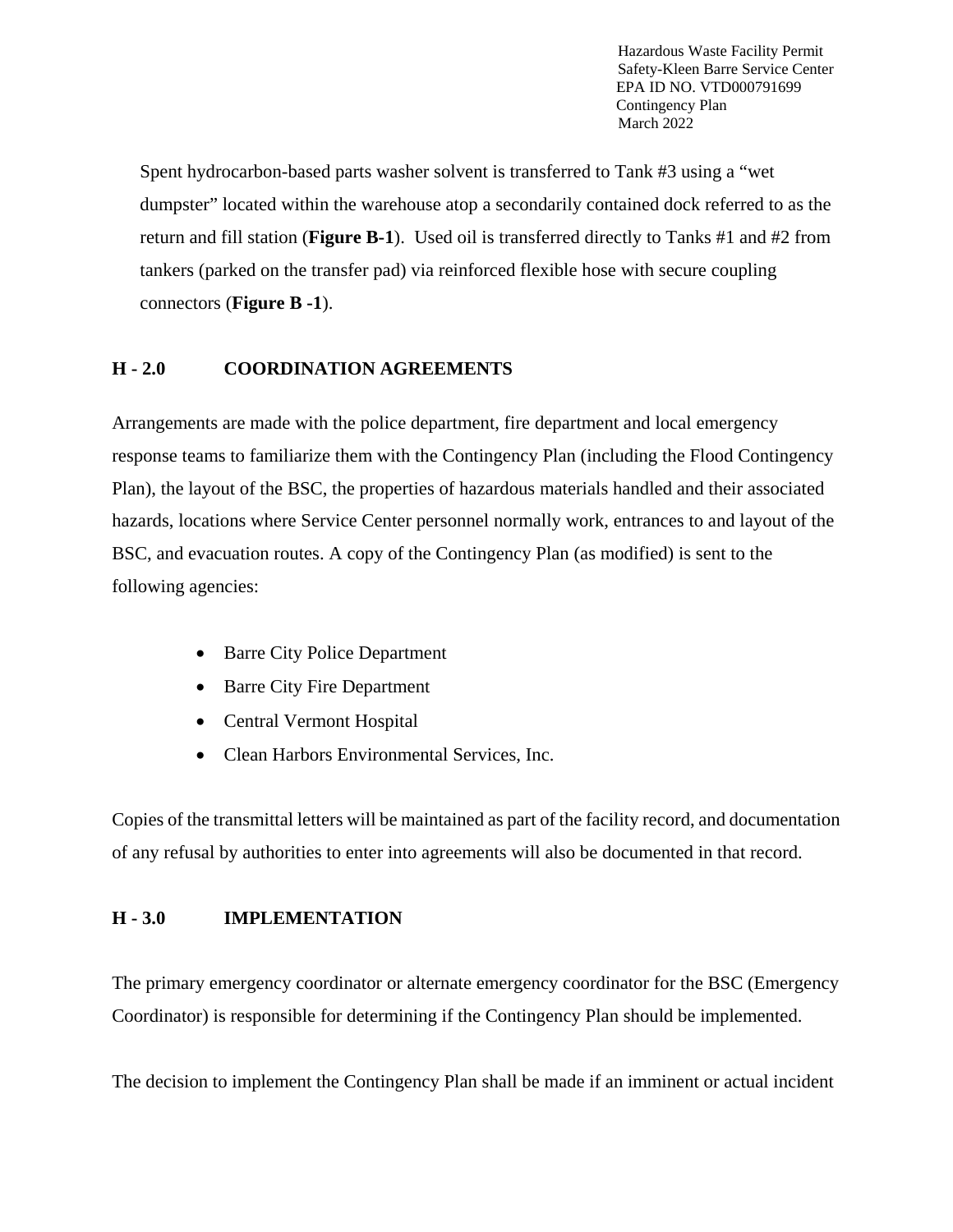Spent hydrocarbon-based parts washer solvent is transferred to Tank #3 using a "wet dumpster" located within the warehouse atop a secondarily contained dock referred to as the return and fill station (**Figure B-1**). Used oil is transferred directly to Tanks #1 and #2 from tankers (parked on the transfer pad) via reinforced flexible hose with secure coupling connectors (**Figure B -1**).

## H - 2.0 COORDINATION AGREEMENTS

Arrangements are made with the police department, fire department and local emergency response teams to familiarize them with the Contingency Plan (including the Flood Contingency Plan), the layout of the BSC, the properties of hazardous materials handled and their associated hazards, locations where Service Center personnel normally work, entrances to and layout of the BSC, and evacuation routes. A copy of the Contingency Plan (as modified) is sent to the following agencies:

- Barre City Police Department
- Barre City Fire Department
- Central Vermont Hospital
- Clean Harbors Environmental Services, Inc.

Copies of the transmittal letters will be maintained as part of the facility record, and documentation of any refusal by authorities to enter into agreements will also be documented in that record.

## H - 3.0 IMPLEMENTATION

The primary emergency coordinator or alternate emergency coordinator for the BSC (Emergency Coordinator) is responsible for determining if the Contingency Plan should be implemented.

The decision to implement the Contingency Plan shall be made if an imminent or actual incident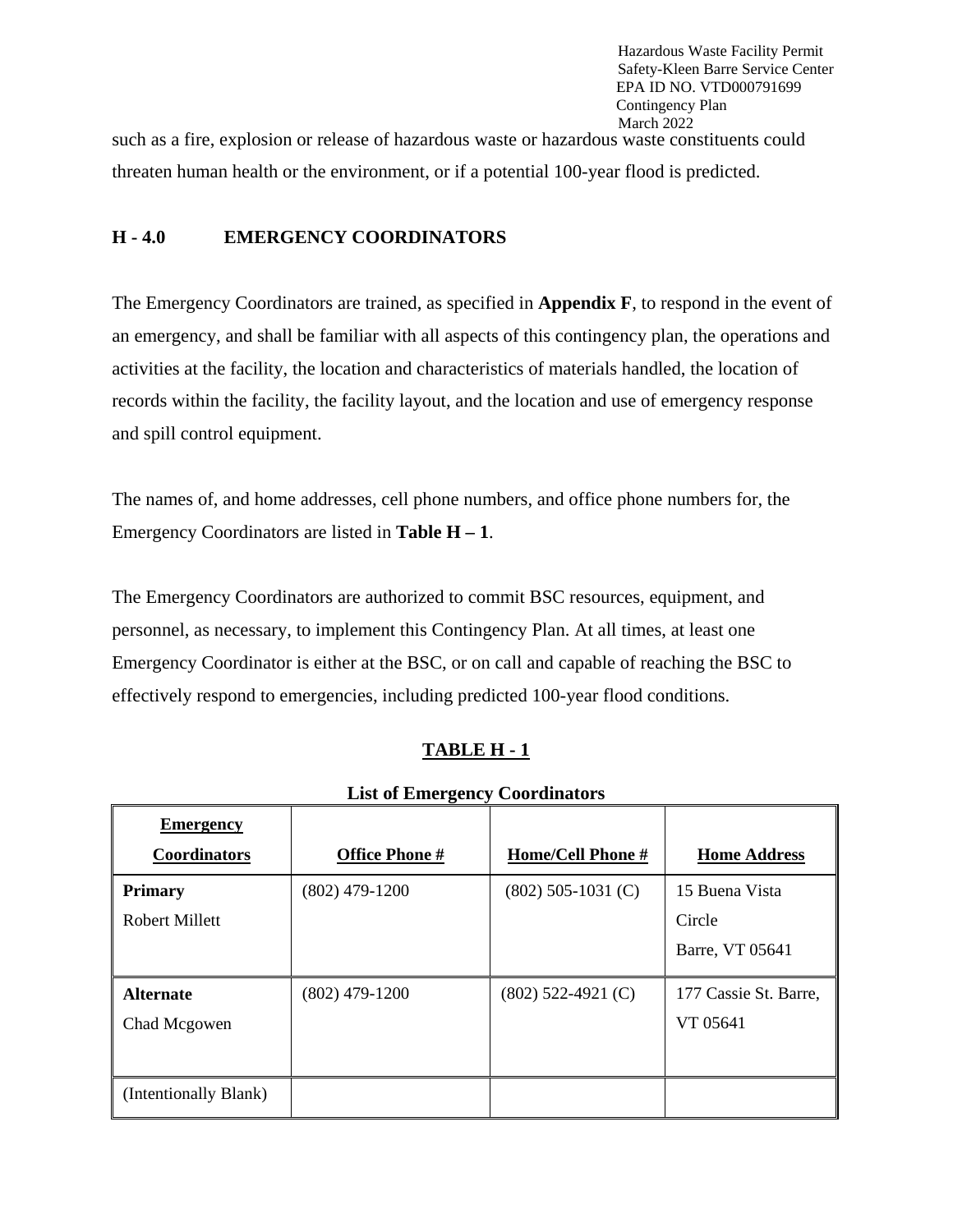such as a fire, explosion or release of hazardous waste or hazardous waste constituents could threaten human health or the environment, or if a potential 100-year flood is predicted.

## H - 4.0 EMERGENCY COORDINATORS

The Emergency Coordinators are trained, as specified in **Appendix F**, to respond in the event of an emergency, and shall be familiar with all aspects of this contingency plan, the operations and activities at the facility, the location and characteristics of materials handled, the location of records within the facility, the facility layout, and the location and use of emergency response and spill control equipment.

The names of, and home addresses, cell phone numbers, and office phone numbers for, the Emergency Coordinators are listed in **Table H – 1**.

The Emergency Coordinators are authorized to commit BSC resources, equipment, and personnel, as necessary, to implement this Contingency Plan. At all times, at least one Emergency Coordinator is either at the BSC, or on call and capable of reaching the BSC to effectively respond to emergencies, including predicted 100-year flood conditions.

**TABLE H - 1**

**List of Emergency Coordinators**

| Emergency Coordinators | Office Phone # | Home/Cell Phone # | Home Address |
|---|---|---|---|
| **Primary** Robert Millett | (802) 479-1200 | (802) 505-1031 (C) | 15 Buena Vista Circle Barre, VT 05641 |
| **Alternate** Chad Mcgowen | (802) 479-1200 | (802) 522-4921 (C) | 177 Cassie St. Barre, VT 05641 |
| (Intentionally Blank) | | | |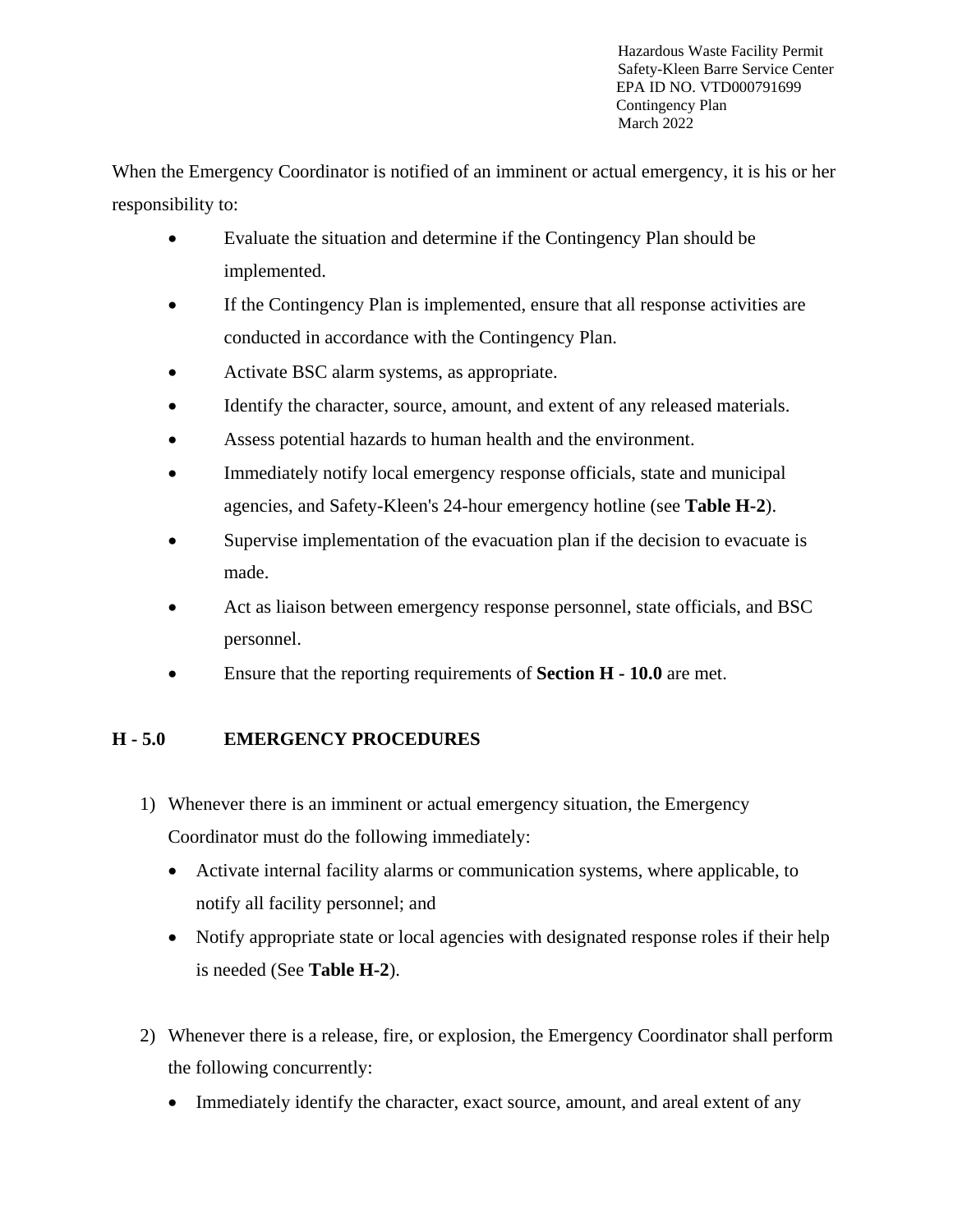When the Emergency Coordinator is notified of an imminent or actual emergency, it is his or her responsibility to:

- Evaluate the situation and determine if the Contingency Plan should be implemented.
- If the Contingency Plan is implemented, ensure that all response activities are conducted in accordance with the Contingency Plan.
- Activate BSC alarm systems, as appropriate.
- Identify the character, source, amount, and extent of any released materials.
- Assess potential hazards to human health and the environment.
- Immediately notify local emergency response officials, state and municipal agencies, and Safety-Kleen's 24-hour emergency hotline (see **Table H-2**).
- Supervise implementation of the evacuation plan if the decision to evacuate is made.
- Act as liaison between emergency response personnel, state officials, and BSC personnel.
- Ensure that the reporting requirements of **Section H - 10.0** are met.

## H - 5.0 EMERGENCY PROCEDURES

1) Whenever there is an imminent or actual emergency situation, the Emergency Coordinator must do the following immediately:
   - Activate internal facility alarms or communication systems, where applicable, to notify all facility personnel; and
   - Notify appropriate state or local agencies with designated response roles if their help is needed (See **Table H-2**).

2) Whenever there is a release, fire, or explosion, the Emergency Coordinator shall perform the following concurrently:
   - Immediately identify the character, exact source, amount, and areal extent of any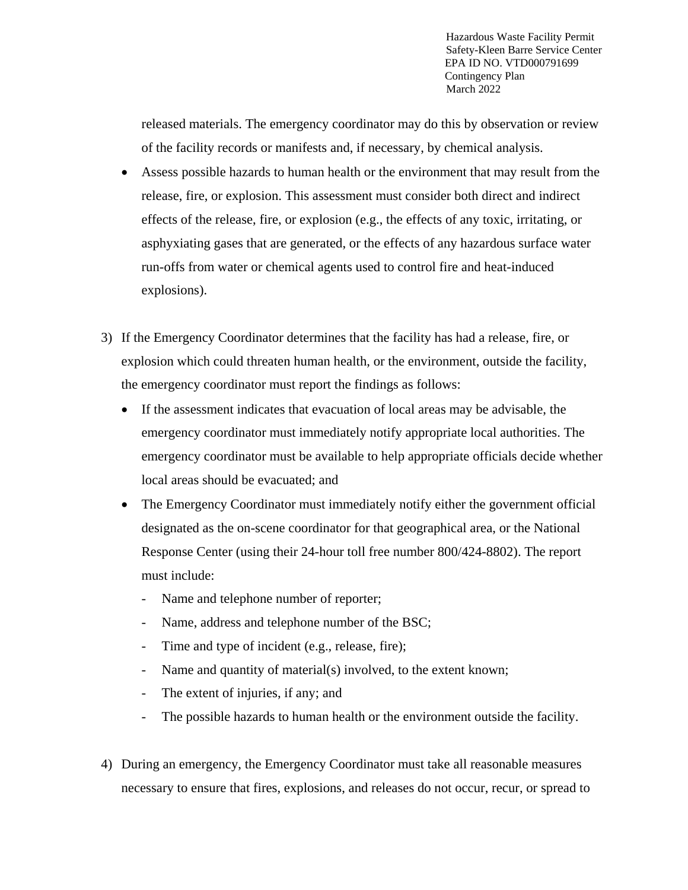released materials. The emergency coordinator may do this by observation or review of the facility records or manifests and, if necessary, by chemical analysis.

- Assess possible hazards to human health or the environment that may result from the release, fire, or explosion. This assessment must consider both direct and indirect effects of the release, fire, or explosion (e.g., the effects of any toxic, irritating, or asphyxiating gases that are generated, or the effects of any hazardous surface water run-offs from water or chemical agents used to control fire and heat-induced explosions).

3) If the Emergency Coordinator determines that the facility has had a release, fire, or explosion which could threaten human health, or the environment, outside the facility, the emergency coordinator must report the findings as follows:

   - If the assessment indicates that evacuation of local areas may be advisable, the emergency coordinator must immediately notify appropriate local authorities. The emergency coordinator must be available to help appropriate officials decide whether local areas should be evacuated; and
   - The Emergency Coordinator must immediately notify either the government official designated as the on-scene coordinator for that geographical area, or the National Response Center (using their 24-hour toll free number 800/424-8802). The report must include:
     - Name and telephone number of reporter;
     - Name, address and telephone number of the BSC;
     - Time and type of incident (e.g., release, fire);
     - Name and quantity of material(s) involved, to the extent known;
     - The extent of injuries, if any; and
     - The possible hazards to human health or the environment outside the facility.

4) During an emergency, the Emergency Coordinator must take all reasonable measures necessary to ensure that fires, explosions, and releases do not occur, recur, or spread to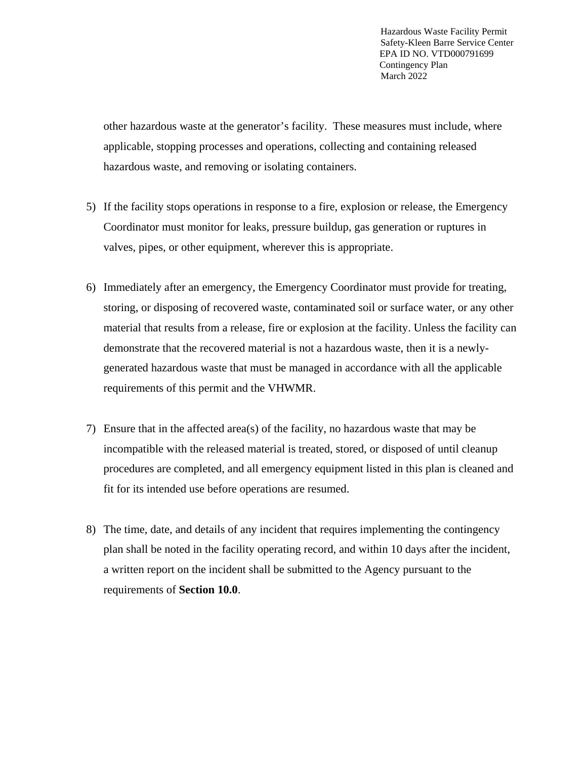other hazardous waste at the generator's facility.  These measures must include, where applicable, stopping processes and operations, collecting and containing released hazardous waste, and removing or isolating containers.

5) If the facility stops operations in response to a fire, explosion or release, the Emergency Coordinator must monitor for leaks, pressure buildup, gas generation or ruptures in valves, pipes, or other equipment, wherever this is appropriate.

6) Immediately after an emergency, the Emergency Coordinator must provide for treating, storing, or disposing of recovered waste, contaminated soil or surface water, or any other material that results from a release, fire or explosion at the facility. Unless the facility can demonstrate that the recovered material is not a hazardous waste, then it is a newly-generated hazardous waste that must be managed in accordance with all the applicable requirements of this permit and the VHWMR.

7) Ensure that in the affected area(s) of the facility, no hazardous waste that may be incompatible with the released material is treated, stored, or disposed of until cleanup procedures are completed, and all emergency equipment listed in this plan is cleaned and fit for its intended use before operations are resumed.

8) The time, date, and details of any incident that requires implementing the contingency plan shall be noted in the facility operating record, and within 10 days after the incident, a written report on the incident shall be submitted to the Agency pursuant to the requirements of **Section 10.0**.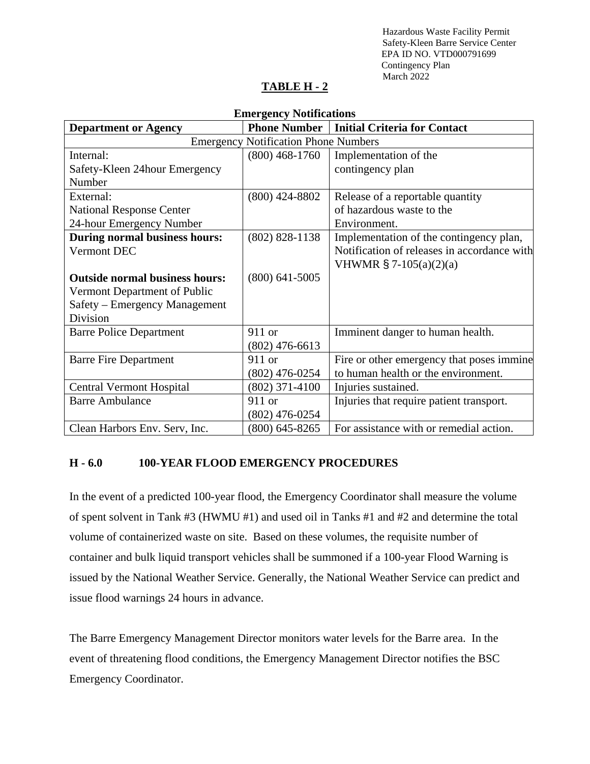**TABLE H - 2**

**Emergency Notifications**

| **Department or Agency** | **Phone Number** | **Initial Criteria for Contact** |
|---|---|---|
| Emergency Notification Phone Numbers | | |
| Internal:<br>Safety-Kleen 24hour Emergency Number | (800) 468-1760 | Implementation of the contingency plan |
| External:<br>National Response Center<br>24-hour Emergency Number | (800) 424-8802 | Release of a reportable quantity of hazardous waste to the Environment. |
| **During normal business hours:**<br>Vermont DEC<br><br>**Outside normal business hours:**<br>Vermont Department of Public Safety – Emergency Management Division | (802) 828-1138<br><br><br>(800) 641-5005 | Implementation of the contingency plan, Notification of releases in accordance with VHWMR § 7-105(a)(2)(a) |
| Barre Police Department | 911 or<br>(802) 476-6613 | Imminent danger to human health. |
| Barre Fire Department | 911 or<br>(802) 476-0254 | Fire or other emergency that poses immine to human health or the environment. |
| Central Vermont Hospital | (802) 371-4100 | Injuries sustained. |
| Barre Ambulance | 911 or<br>(802) 476-0254 | Injuries that require patient transport. |
| Clean Harbors Env. Serv, Inc. | (800) 645-8265 | For assistance with or remedial action. |

## H - 6.0 100-YEAR FLOOD EMERGENCY PROCEDURES

In the event of a predicted 100-year flood, the Emergency Coordinator shall measure the volume of spent solvent in Tank #3 (HWMU #1) and used oil in Tanks #1 and #2 and determine the total volume of containerized waste on site. Based on these volumes, the requisite number of container and bulk liquid transport vehicles shall be summoned if a 100-year Flood Warning is issued by the National Weather Service. Generally, the National Weather Service can predict and issue flood warnings 24 hours in advance.

The Barre Emergency Management Director monitors water levels for the Barre area. In the event of threatening flood conditions, the Emergency Management Director notifies the BSC Emergency Coordinator.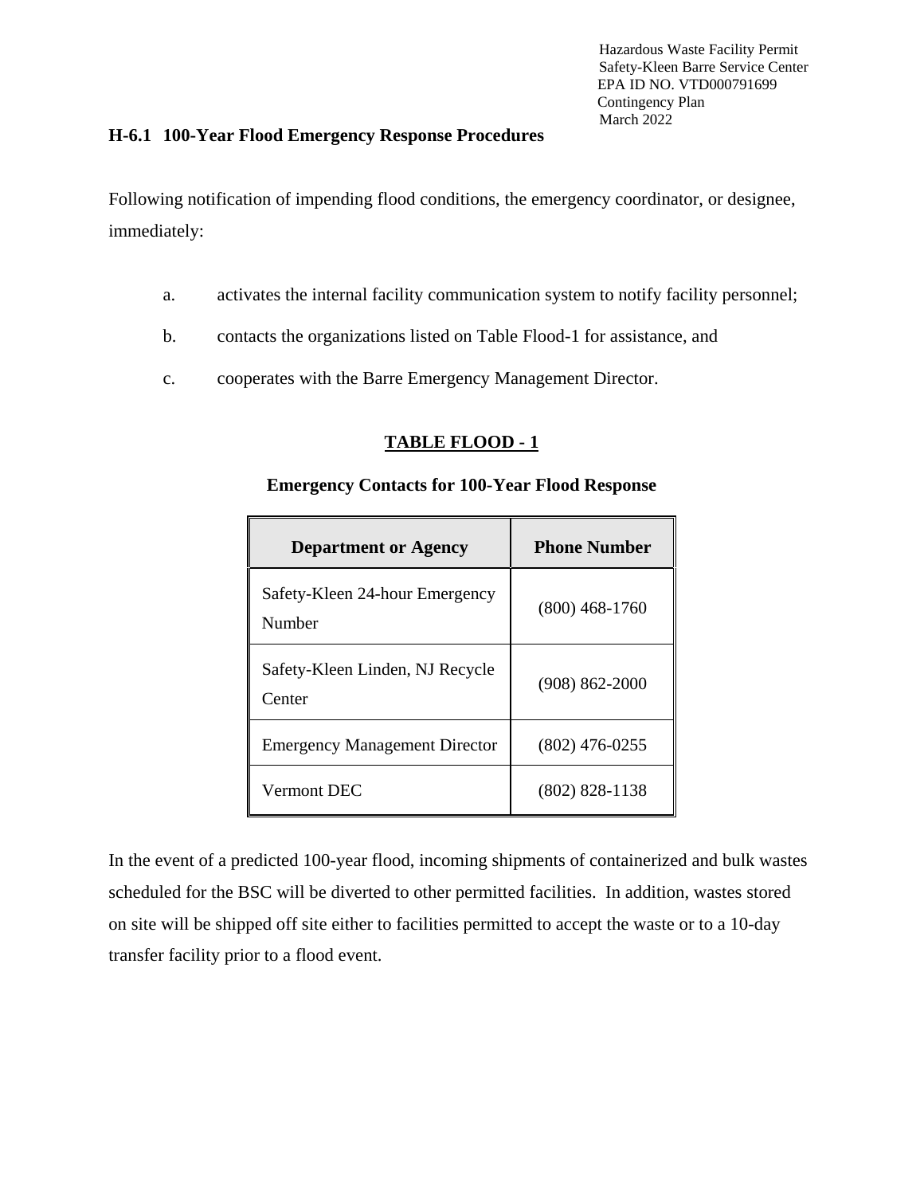### H-6.1 100-Year Flood Emergency Response Procedures

Following notification of impending flood conditions, the emergency coordinator, or designee, immediately:

a. activates the internal facility communication system to notify facility personnel;

b. contacts the organizations listed on Table Flood-1 for assistance, and

c. cooperates with the Barre Emergency Management Director.

**TABLE FLOOD - 1**

**Emergency Contacts for 100-Year Flood Response**

| Department or Agency | Phone Number |
|---|---|
| Safety-Kleen 24-hour Emergency Number | (800) 468-1760 |
| Safety-Kleen Linden, NJ Recycle Center | (908) 862-2000 |
| Emergency Management Director | (802) 476-0255 |
| Vermont DEC | (802) 828-1138 |

In the event of a predicted 100-year flood, incoming shipments of containerized and bulk wastes scheduled for the BSC will be diverted to other permitted facilities. In addition, wastes stored on site will be shipped off site either to facilities permitted to accept the waste or to a 10-day transfer facility prior to a flood event.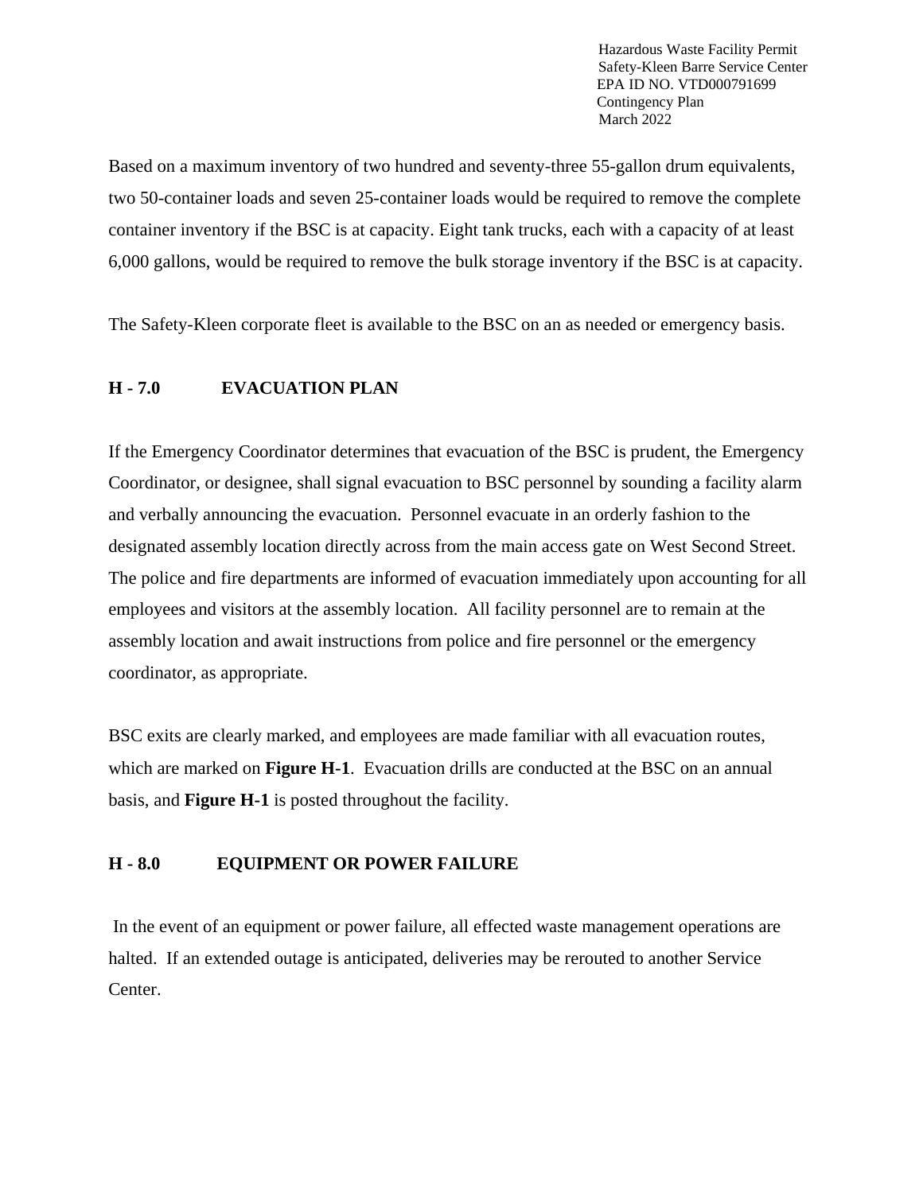Based on a maximum inventory of two hundred and seventy-three 55-gallon drum equivalents, two 50-container loads and seven 25-container loads would be required to remove the complete container inventory if the BSC is at capacity. Eight tank trucks, each with a capacity of at least 6,000 gallons, would be required to remove the bulk storage inventory if the BSC is at capacity.

The Safety-Kleen corporate fleet is available to the BSC on an as needed or emergency basis.

## H - 7.0 EVACUATION PLAN

If the Emergency Coordinator determines that evacuation of the BSC is prudent, the Emergency Coordinator, or designee, shall signal evacuation to BSC personnel by sounding a facility alarm and verbally announcing the evacuation. Personnel evacuate in an orderly fashion to the designated assembly location directly across from the main access gate on West Second Street. The police and fire departments are informed of evacuation immediately upon accounting for all employees and visitors at the assembly location. All facility personnel are to remain at the assembly location and await instructions from police and fire personnel or the emergency coordinator, as appropriate.

BSC exits are clearly marked, and employees are made familiar with all evacuation routes, which are marked on **Figure H-1**. Evacuation drills are conducted at the BSC on an annual basis, and **Figure H-1** is posted throughout the facility.

## H - 8.0 EQUIPMENT OR POWER FAILURE

In the event of an equipment or power failure, all effected waste management operations are halted. If an extended outage is anticipated, deliveries may be rerouted to another Service Center.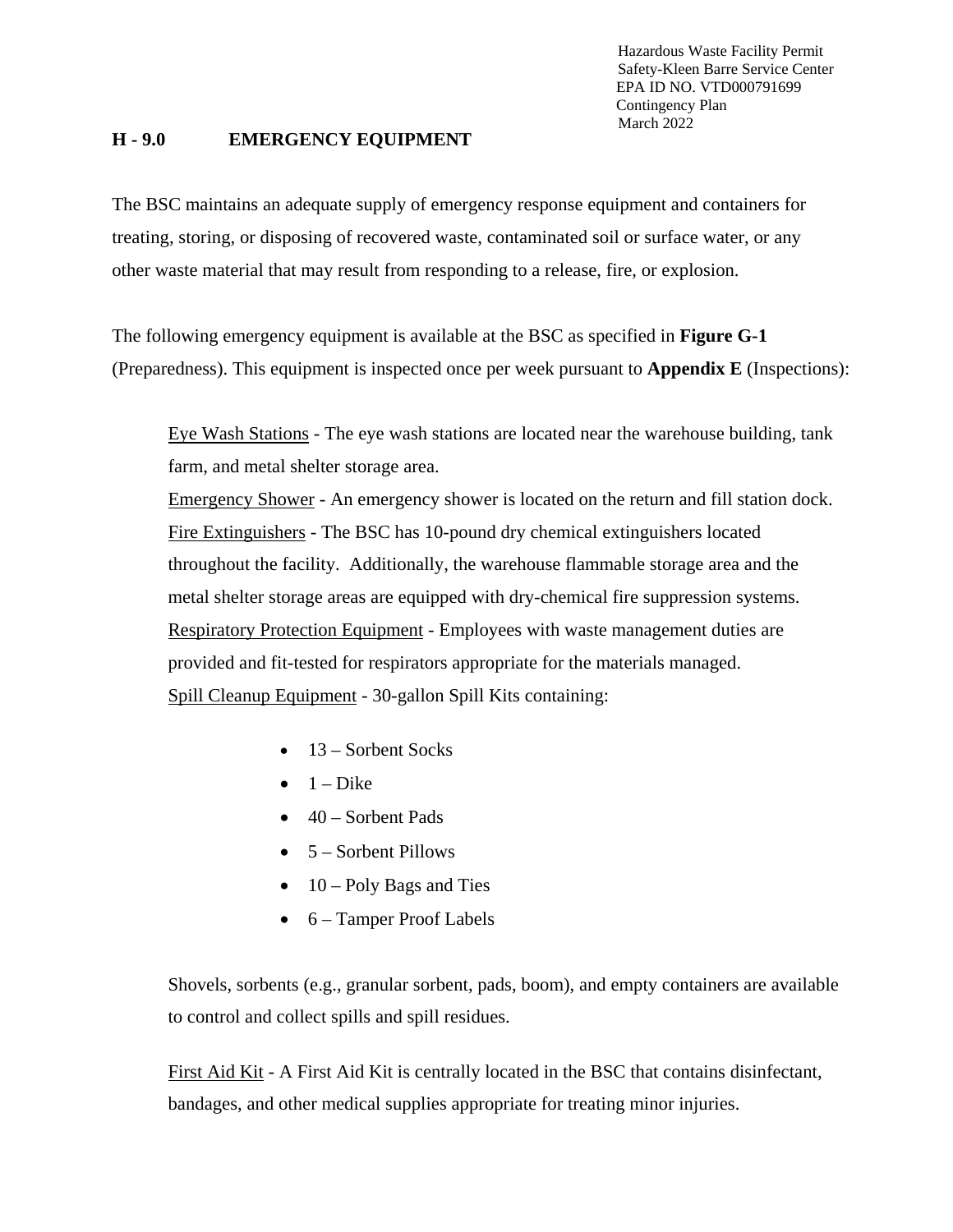## H - 9.0 EMERGENCY EQUIPMENT

The BSC maintains an adequate supply of emergency response equipment and containers for treating, storing, or disposing of recovered waste, contaminated soil or surface water, or any other waste material that may result from responding to a release, fire, or explosion.

The following emergency equipment is available at the BSC as specified in **Figure G-1** (Preparedness). This equipment is inspected once per week pursuant to **Appendix E** (Inspections):

Eye Wash Stations - The eye wash stations are located near the warehouse building, tank farm, and metal shelter storage area.

Emergency Shower - An emergency shower is located on the return and fill station dock.

Fire Extinguishers - The BSC has 10-pound dry chemical extinguishers located throughout the facility. Additionally, the warehouse flammable storage area and the metal shelter storage areas are equipped with dry-chemical fire suppression systems.

Respiratory Protection Equipment - Employees with waste management duties are provided and fit-tested for respirators appropriate for the materials managed.

Spill Cleanup Equipment - 30-gallon Spill Kits containing:

- 13 – Sorbent Socks
- 1 – Dike
- 40 – Sorbent Pads
- 5 – Sorbent Pillows
- 10 – Poly Bags and Ties
- 6 – Tamper Proof Labels

Shovels, sorbents (e.g., granular sorbent, pads, boom), and empty containers are available to control and collect spills and spill residues.

First Aid Kit - A First Aid Kit is centrally located in the BSC that contains disinfectant, bandages, and other medical supplies appropriate for treating minor injuries.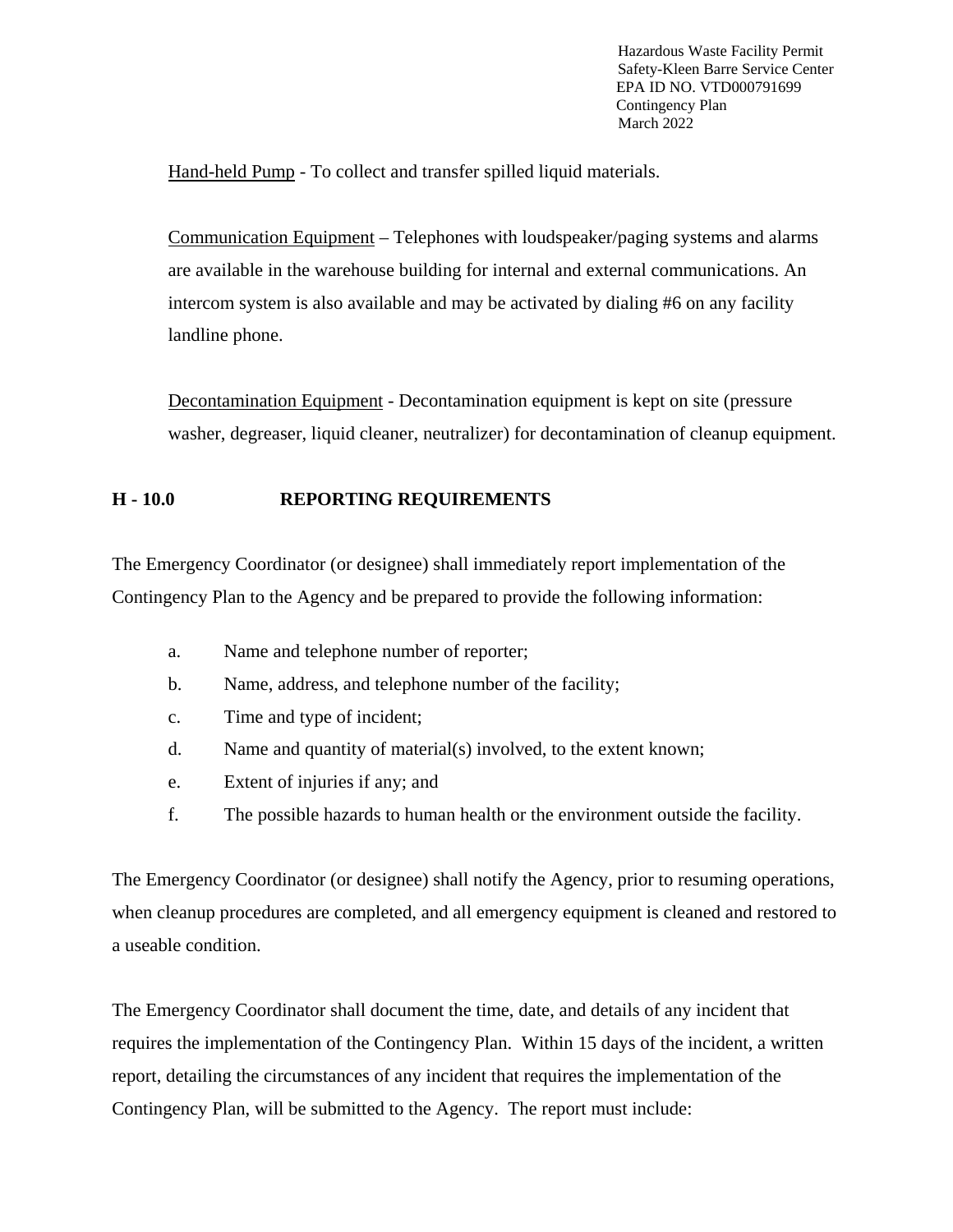Hand-held Pump - To collect and transfer spilled liquid materials.

Communication Equipment – Telephones with loudspeaker/paging systems and alarms are available in the warehouse building for internal and external communications. An intercom system is also available and may be activated by dialing #6 on any facility landline phone.

Decontamination Equipment - Decontamination equipment is kept on site (pressure washer, degreaser, liquid cleaner, neutralizer) for decontamination of cleanup equipment.

## H - 10.0 REPORTING REQUIREMENTS

The Emergency Coordinator (or designee) shall immediately report implementation of the Contingency Plan to the Agency and be prepared to provide the following information:

a. Name and telephone number of reporter;

b. Name, address, and telephone number of the facility;

c. Time and type of incident;

d. Name and quantity of material(s) involved, to the extent known;

e. Extent of injuries if any; and

f. The possible hazards to human health or the environment outside the facility.

The Emergency Coordinator (or designee) shall notify the Agency, prior to resuming operations, when cleanup procedures are completed, and all emergency equipment is cleaned and restored to a useable condition.

The Emergency Coordinator shall document the time, date, and details of any incident that requires the implementation of the Contingency Plan. Within 15 days of the incident, a written report, detailing the circumstances of any incident that requires the implementation of the Contingency Plan, will be submitted to the Agency. The report must include: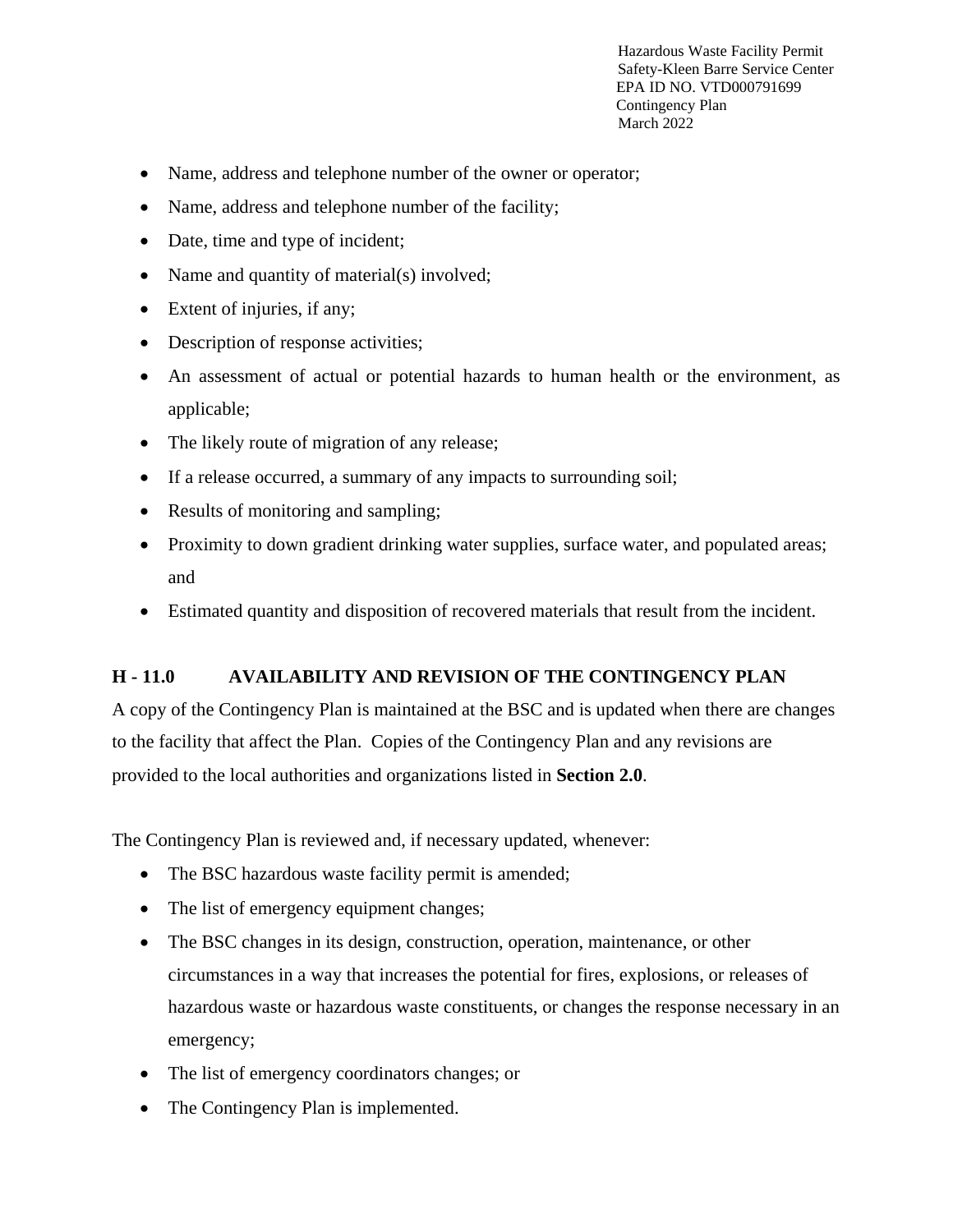- Name, address and telephone number of the owner or operator;
- Name, address and telephone number of the facility;
- Date, time and type of incident;
- Name and quantity of material(s) involved;
- Extent of injuries, if any;
- Description of response activities;
- An assessment of actual or potential hazards to human health or the environment, as applicable;
- The likely route of migration of any release;
- If a release occurred, a summary of any impacts to surrounding soil;
- Results of monitoring and sampling;
- Proximity to down gradient drinking water supplies, surface water, and populated areas; and
- Estimated quantity and disposition of recovered materials that result from the incident.

## H - 11.0 AVAILABILITY AND REVISION OF THE CONTINGENCY PLAN

A copy of the Contingency Plan is maintained at the BSC and is updated when there are changes to the facility that affect the Plan. Copies of the Contingency Plan and any revisions are provided to the local authorities and organizations listed in **Section 2.0**.

The Contingency Plan is reviewed and, if necessary updated, whenever:

- The BSC hazardous waste facility permit is amended;
- The list of emergency equipment changes;
- The BSC changes in its design, construction, operation, maintenance, or other circumstances in a way that increases the potential for fires, explosions, or releases of hazardous waste or hazardous waste constituents, or changes the response necessary in an emergency;
- The list of emergency coordinators changes; or
- The Contingency Plan is implemented.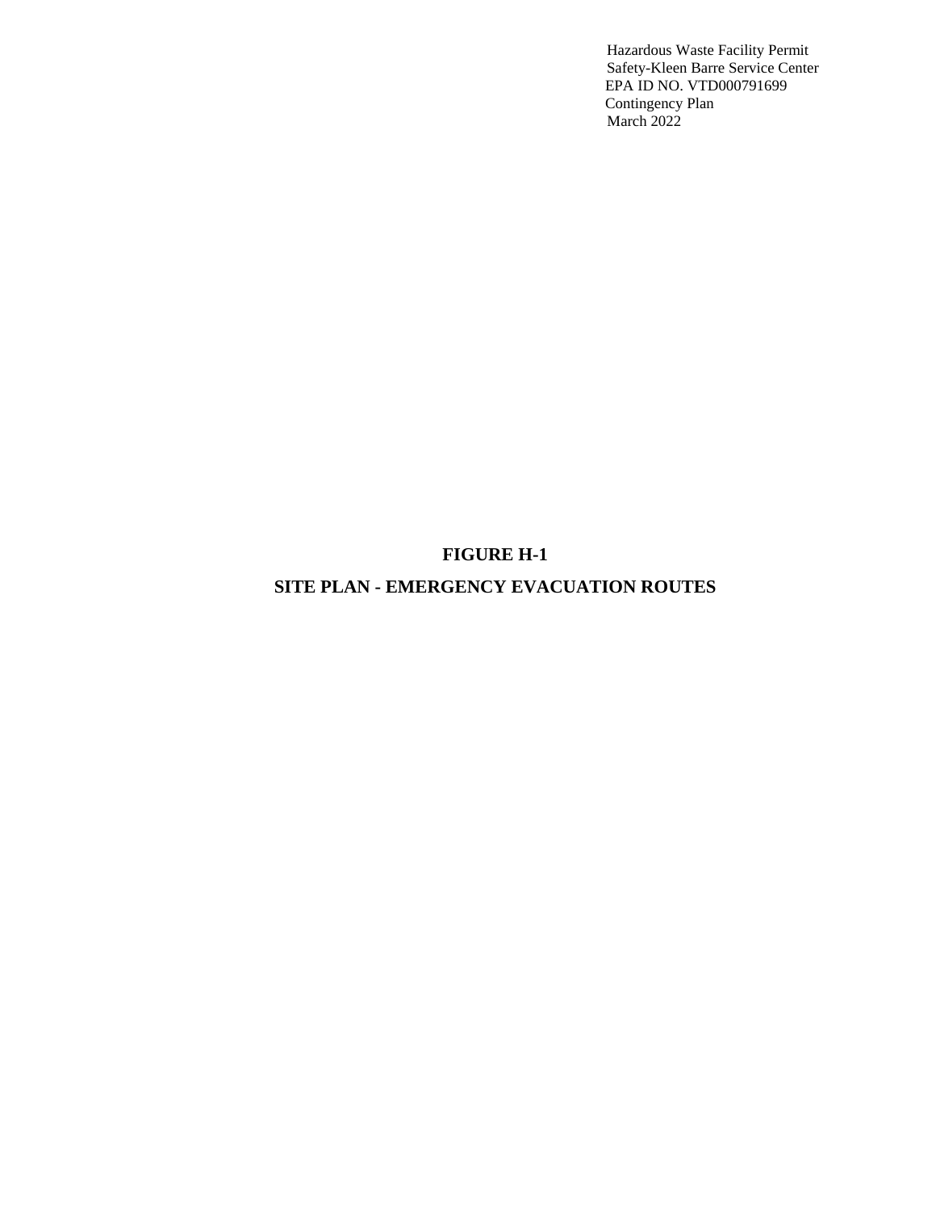**FIGURE H-1**

**SITE PLAN - EMERGENCY EVACUATION ROUTES**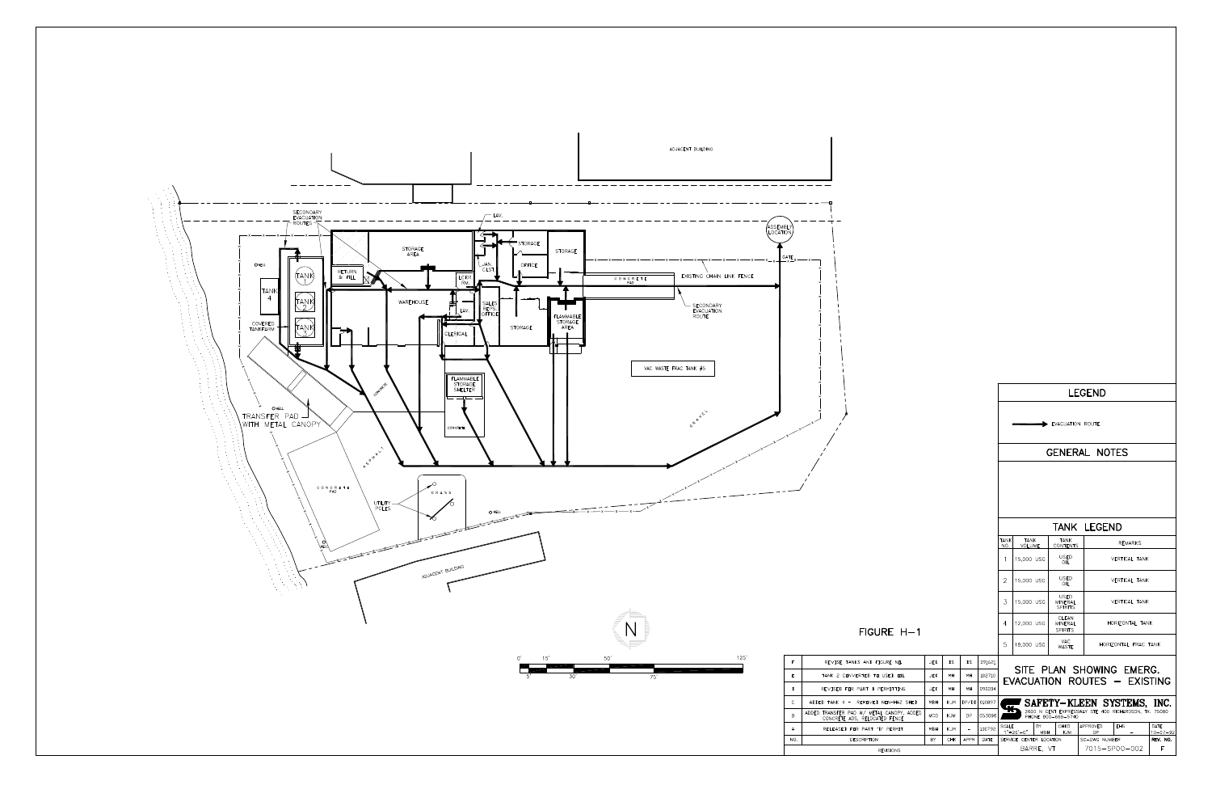ADJACENT BUILDING

SECONDARY EVACUATION ROUTES

LAV.

ASSEMBLY LOCATION

GATE

STORAGE AREA

STORAGE

STORAGE

OFFICE

JAN. CLST.

RETURN & FILL

LOCKR. RM.

CONCRETE PAD

EXISTING CHAIN LINK FENCE

TANK 1

TANK 2

TANK 3

TANK 4

COVERED TANKFARM

WAREHOUSE

LAV.

SALES REPS. OFFICE

STORAGE

FLAMMABLE STORAGE AREA

SECONDARY EVACUATION ROUTE

CLERICAL

VAC WASTE FRAC TANK #5

FLAMMABLE STORAGE SHELTER

CONCRETE

CONCRETE

TRANSFER PAD WITH METAL CANOPY

ASPHALT

GRAVEL

CONCRETE PAD

GRASS

UTILITY POLES

ADJACENT BUILDING

N

0' 5' 15' 30' 50' 75' 125'

FIGURE H-1

## LEGEND

→ EVACUATION ROUTE

## GENERAL NOTES

## TANK LEGEND

| TANK NO. | TANK VOLUME | TANK CONTENTS | REMARKS |
|---|---|---|---|
| 1 | 15,000 USG | USED OIL | VERTICAL TANK |
| 2 | 15,000 USG | USED OIL | VERTICAL TANK |
| 3 | 15,000 USG | USED MINERAL SPIRITS | VERTICAL TANK |
| 4 | 12,000 USG | CLEAN MINERAL SPIRITS | HORIZONTAL TANK |
| 5 | 18,000 USG | VAC WASTE | HORIZONTAL FRAC TANK |

| NO. | DESCRIPTION | BY | CHK | APPR | DATE |
|---|---|---|---|---|---|
| F | REVISE TANKS AND FIGURE NO. | JEK | ES | ES | 051601 |
| E | TANK 2 CONVERTED TO USED OIL | JEK | MH | MH | 102710 |
| D | REVISED FOR PART B PERMITTING | JEK | MH | MH | 090204 |
| C | ADDED TANK 4 - REMOVED NON-HAZ SHED | MBH | KJM | DP/DI | 020897 |
| B | ADDED TRANSFER PAD W/ METAL CANOPY, ADDED CONCRETE ADS, RELOCATED FENCE | MCO | KJM | DP | 053096 |
| A | RELEASED FOR PART "B" PERMIT | MBH | KJM | - | 100792 |

REVISIONS

SITE PLAN SHOWING EMERG. EVACUATION ROUTES – EXISTING

SAFETY-KLEEN SYSTEMS, INC.
2600 N CENT EXPRESSWAY STE 400 RICHARDSON, TX. 75080
PHONE 800-669-5740

| SCALE | BY | CHKD | APPROVED | EHS | DATE |
|---|---|---|---|---|---|
| 1"=20'-0" | MBH | KJM | DP | - | 10-07-92 |

| SERVICE CENTER LOCATION | SC-DWG NUMBER | REV. NO. |
|---|---|---|
| BARRE, VT | 7015-SP00-002 | F |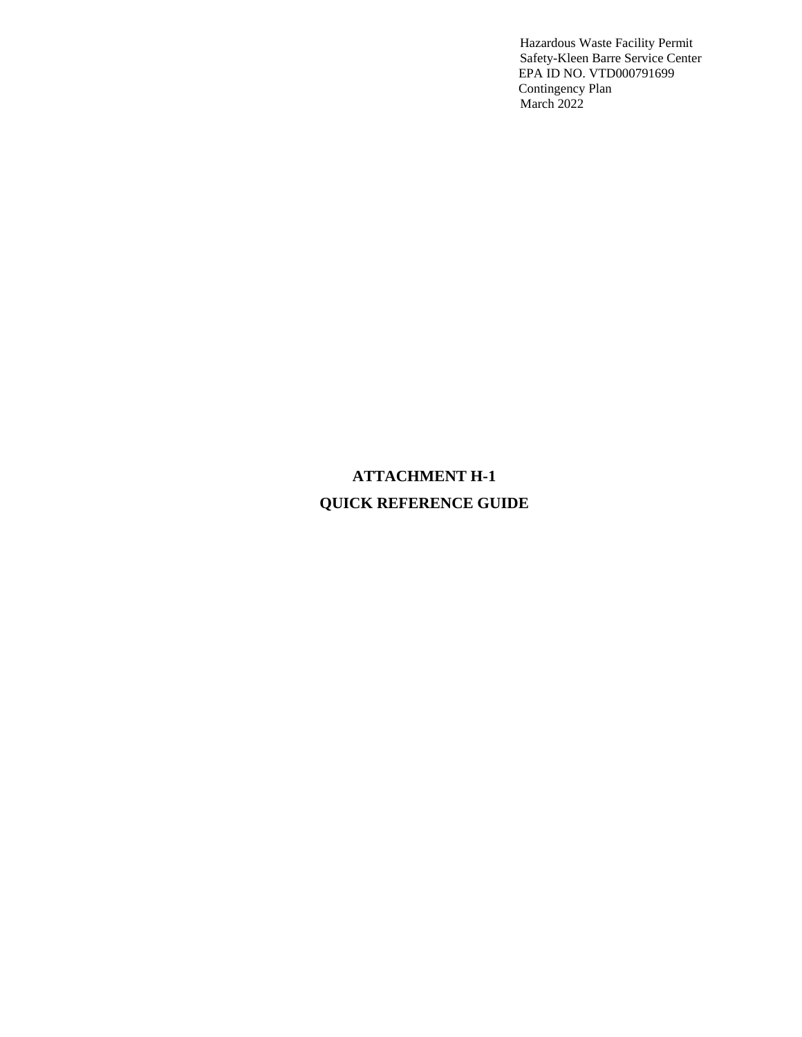# ATTACHMENT H-1

# QUICK REFERENCE GUIDE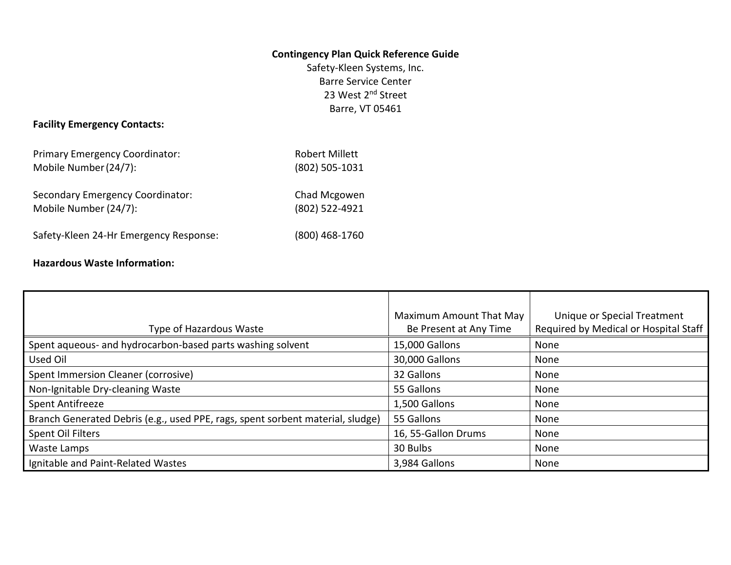# Contingency Plan Quick Reference Guide

Safety-Kleen Systems, Inc.
Barre Service Center
23 West 2nd Street
Barre, VT 05461

**Facility Emergency Contacts:**

Primary Emergency Coordinator: Robert Millett
Mobile Number (24/7): (802) 505-1031

Secondary Emergency Coordinator: Chad Mcgowen
Mobile Number (24/7): (802) 522-4921

Safety-Kleen 24-Hr Emergency Response: (800) 468-1760

**Hazardous Waste Information:**

| Type of Hazardous Waste | Maximum Amount That May Be Present at Any Time | Unique or Special Treatment Required by Medical or Hospital Staff |
|---|---|---|
| Spent aqueous- and hydrocarbon-based parts washing solvent | 15,000 Gallons | None |
| Used Oil | 30,000 Gallons | None |
| Spent Immersion Cleaner (corrosive) | 32 Gallons | None |
| Non-Ignitable Dry-cleaning Waste | 55 Gallons | None |
| Spent Antifreeze | 1,500 Gallons | None |
| Branch Generated Debris (e.g., used PPE, rags, spent sorbent material, sludge) | 55 Gallons | None |
| Spent Oil Filters | 16, 55-Gallon Drums | None |
| Waste Lamps | 30 Bulbs | None |
| Ignitable and Paint-Related Wastes | 3,984 Gallons | None |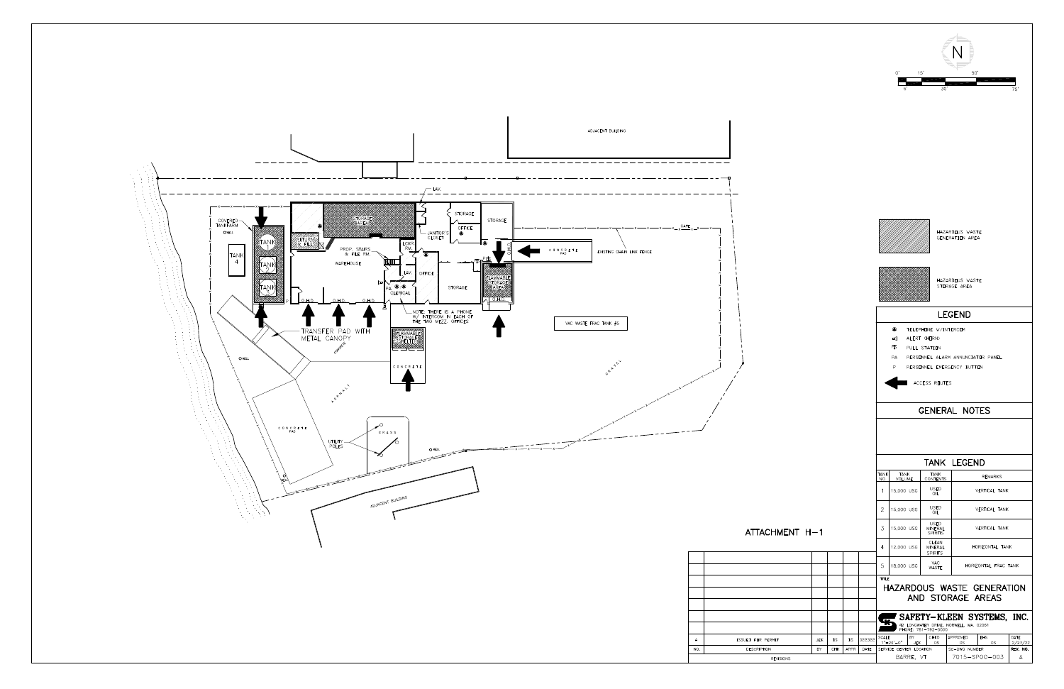ATTACHMENT H-1

HAZARDOUS WASTE GENERATION AREA

HAZARDOUS WASTE STORAGE AREA

## LEGEND

- TELEPHONE W/INTERCOM
- ALERT (HORN)
- PULL STATION
- FA PERSONNEL ALARM ANNUNCIATOR PANEL
- P PERSONNEL EMERGENCY BUTTON
- ACCESS ROUTES

## GENERAL NOTES

## TANK LEGEND

| TANK NO. | TANK VOLUME | TANK CONTENTS | REMARKS |
|---|---|---|---|
| 1 | 15,000 USG | USED OIL | VERTICAL TANK |
| 2 | 15,000 USG | USED OIL | VERTICAL TANK |
| 3 | 15,000 USG | USED MINERAL SPIRITS | VERTICAL TANK |
| 4 | 12,000 USG | CLEAN MINERAL SPIRITS | HORIZONTAL TANK |
| 5 | 18,000 USG | VAC WASTE | HORIZONTAL FRAC TANK |

TITLE

# HAZARDOUS WASTE GENERATION AND STORAGE AREAS

**SAFETY-KLEEN SYSTEMS, INC.**
42 LONGWATER DRIVE, NORWELL, MA. 02061
PHONE: 781-792-5000

| SCALE | BY | CHKD | APPROVED | EHS | DATE |
|---|---|---|---|---|---|
| 1"=20'-0" | JEK | DS | DS | DS | 2/23/22 |

| SERVICE CENTER LOCATION | SC-DWG NUMBER | REV. NO. |
|---|---|---|
| BARRE, VT | 7015-SP00-003 | A |

| NO. | DESCRIPTION | BY | CHK | APPR | DATE |
|---|---|---|---|---|---|
| A | ISSUED FOR PERMIT | JEK | DS | DS | 032322 |

REVISIONS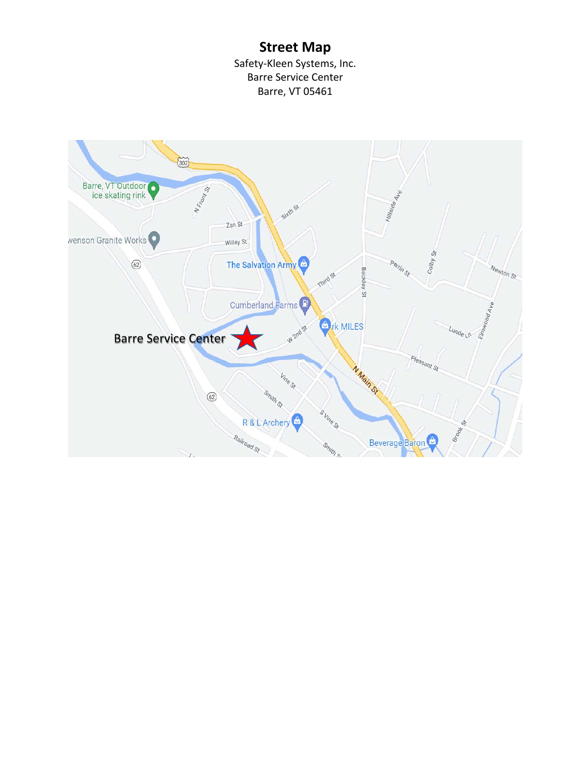# Street Map

Safety-Kleen Systems, Inc.
Barre Service Center
Barre, VT 05461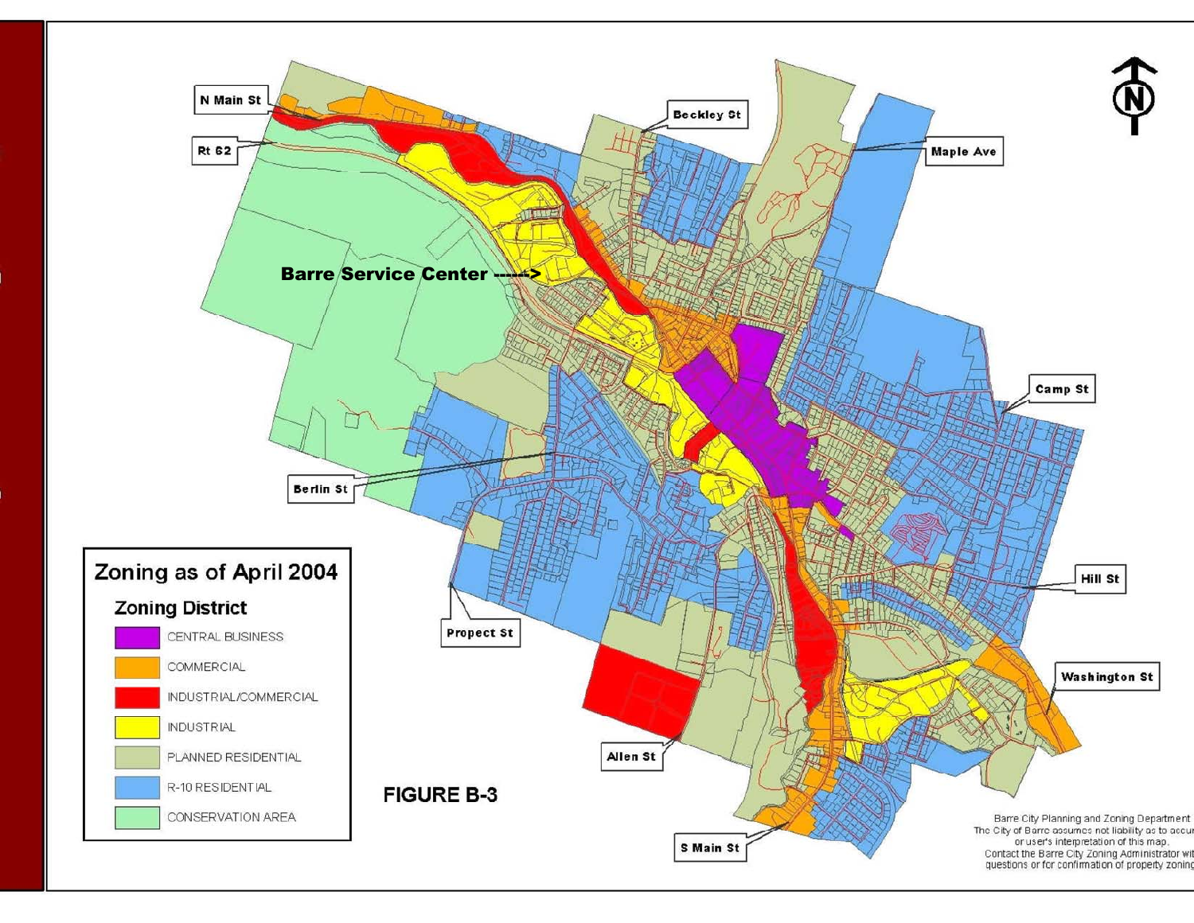## Zoning as of April 2004

**Zoning District**

- CENTRAL BUSINESS
- COMMERCIAL
- INDUSTRIAL/COMMERCIAL
- INDUSTRIAL
- PLANNED RESIDENTIAL
- R-10 RESIDENTIAL
- CONSERVATION AREA

N Main St

Rt 62

Beckley St

Maple Ave

Barre Service Center ----->

Camp St

Berlin St

Hill St

Propect St

Washington St

Allen St

S Main St

**FIGURE B-3**

Barre City Planning and Zoning Department
The City of Barre assumes not liability as to accur
or user's interpretation of this map.
Contact the Barre City Zoning Administrator wit
questions or for confirmation of property zoning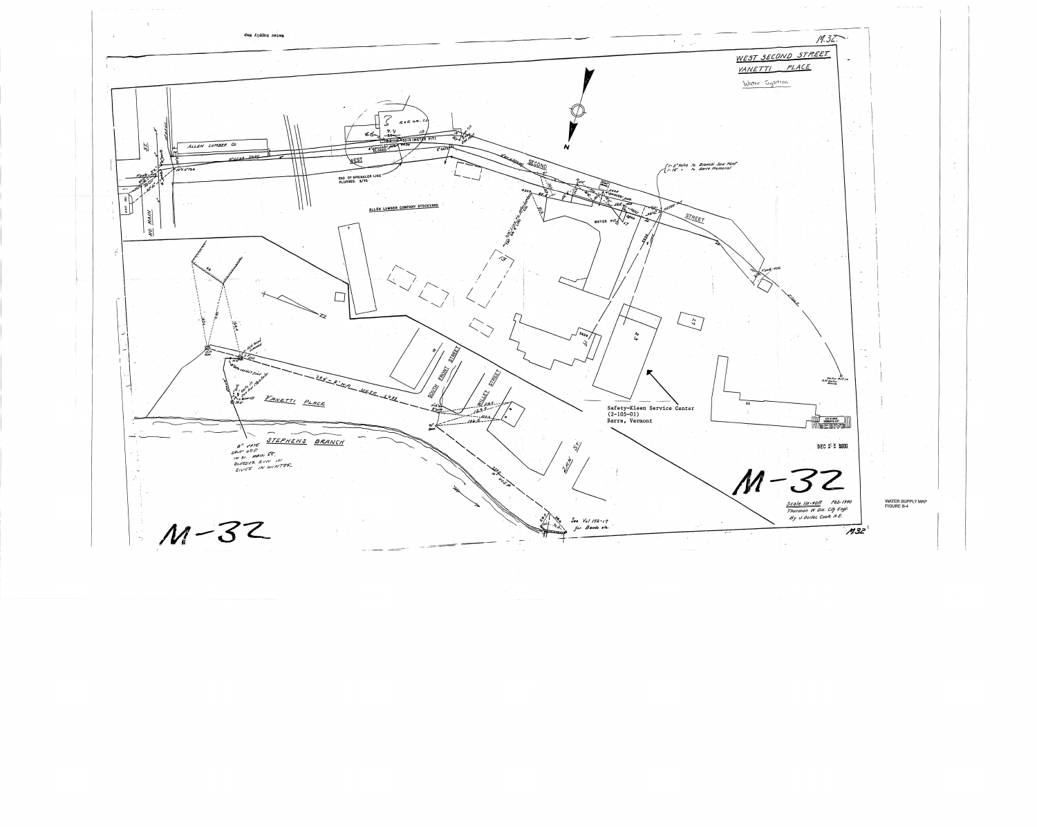WEST SECOND STREET
VANETTI PLACE
Water System

ALLEN LUMBER CO.

ALLEN LUMBER COMPANY STOCKYARD

END OF SPRINKLER LINE PLUGGED. 3/75

WEST

SECOND

STREET

NO. MAIN ST.

SOUTH FRONT STREET

WILLEY STREET

ZEN ST.

VANETTI PLACE

STEPHENS BRANCH

6" GATE SHUT OFF IN N. MAIN ST. BLEEDER RUN IN RIVER IN WINTER

METER PIT

1-6" Valve To Bianchi Saw Plant
1-16" " To Barre Memorial

Safety-Kleen Service Center
(2-105-01)
Barre, Vermont

DEC 15 1980

M-32

Scale 1in=40ft Feb-1940
Thurman W. Dix City Engr.
By J. Dorloc Cook A.E.

See Vol 172-17 for Bends etc.

M-32

M32

WATER SUPPLY MAP
FIGURE B-4